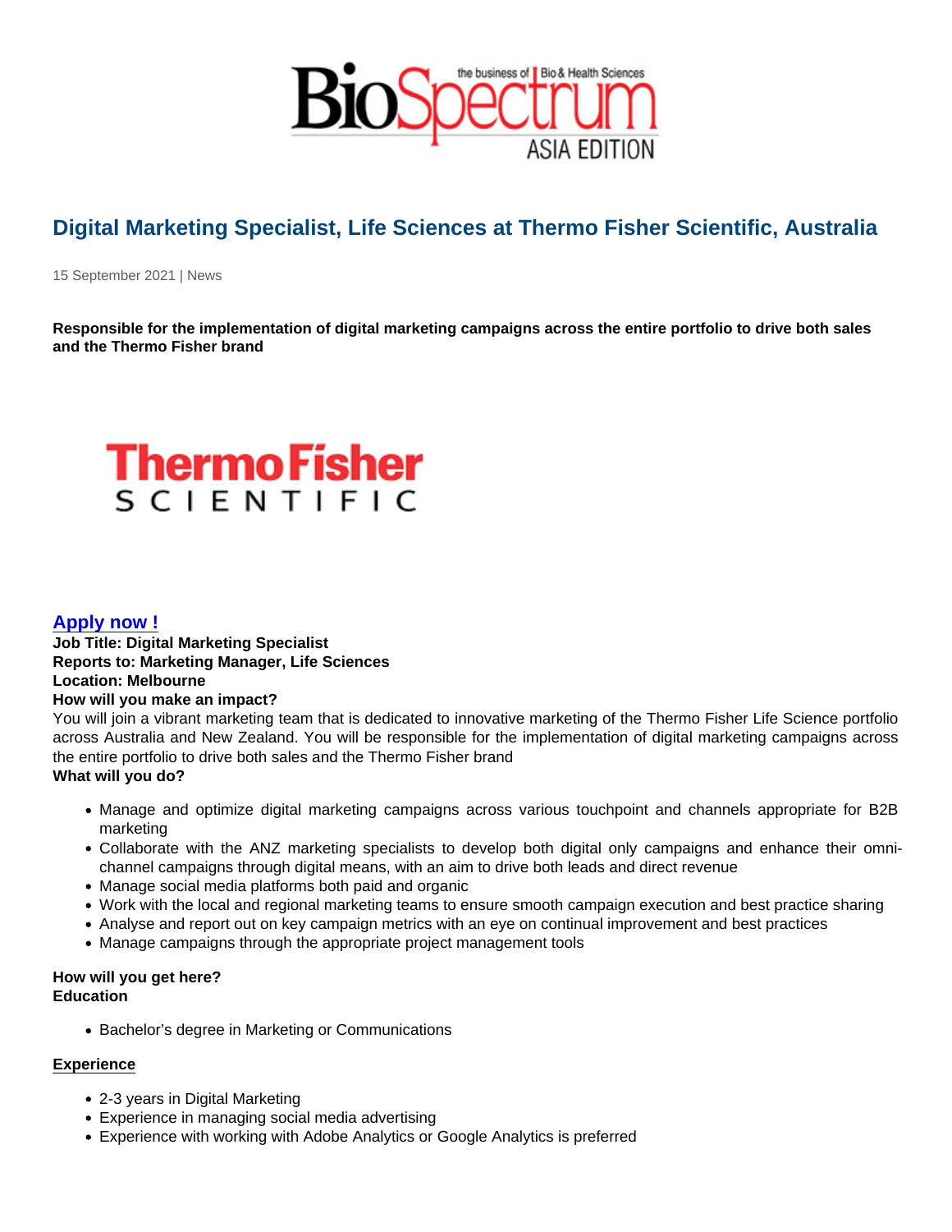# Digital Marketing Specialist, Life Sciences at Thermo Fisher Scientific, Australia

15 September 2021 | News

**Responsible for the implementation of digital marketing campaigns across the entire portfolio to drive both sales and the Thermo Fisher brand**

**Apply now !**

**Job Title: Digital Marketing Specialist**
**Reports to: Marketing Manager, Life Sciences**
**Location: Melbourne**
**How will you make an impact?**

You will join a vibrant marketing team that is dedicated to innovative marketing of the Thermo Fisher Life Science portfolio across Australia and New Zealand. You will be responsible for the implementation of digital marketing campaigns across the entire portfolio to drive both sales and the Thermo Fisher brand

**What will you do?**

- Manage and optimize digital marketing campaigns across various touchpoint and channels appropriate for B2B marketing
- Collaborate with the ANZ marketing specialists to develop both digital only campaigns and enhance their omni-channel campaigns through digital means, with an aim to drive both leads and direct revenue
- Manage social media platforms both paid and organic
- Work with the local and regional marketing teams to ensure smooth campaign execution and best practice sharing
- Analyse and report out on key campaign metrics with an eye on continual improvement and best practices
- Manage campaigns through the appropriate project management tools

**How will you get here?**
**Education**

- Bachelor's degree in Marketing or Communications

**Experience**

- 2-3 years in Digital Marketing
- Experience in managing social media advertising
- Experience with working with Adobe Analytics or Google Analytics is preferred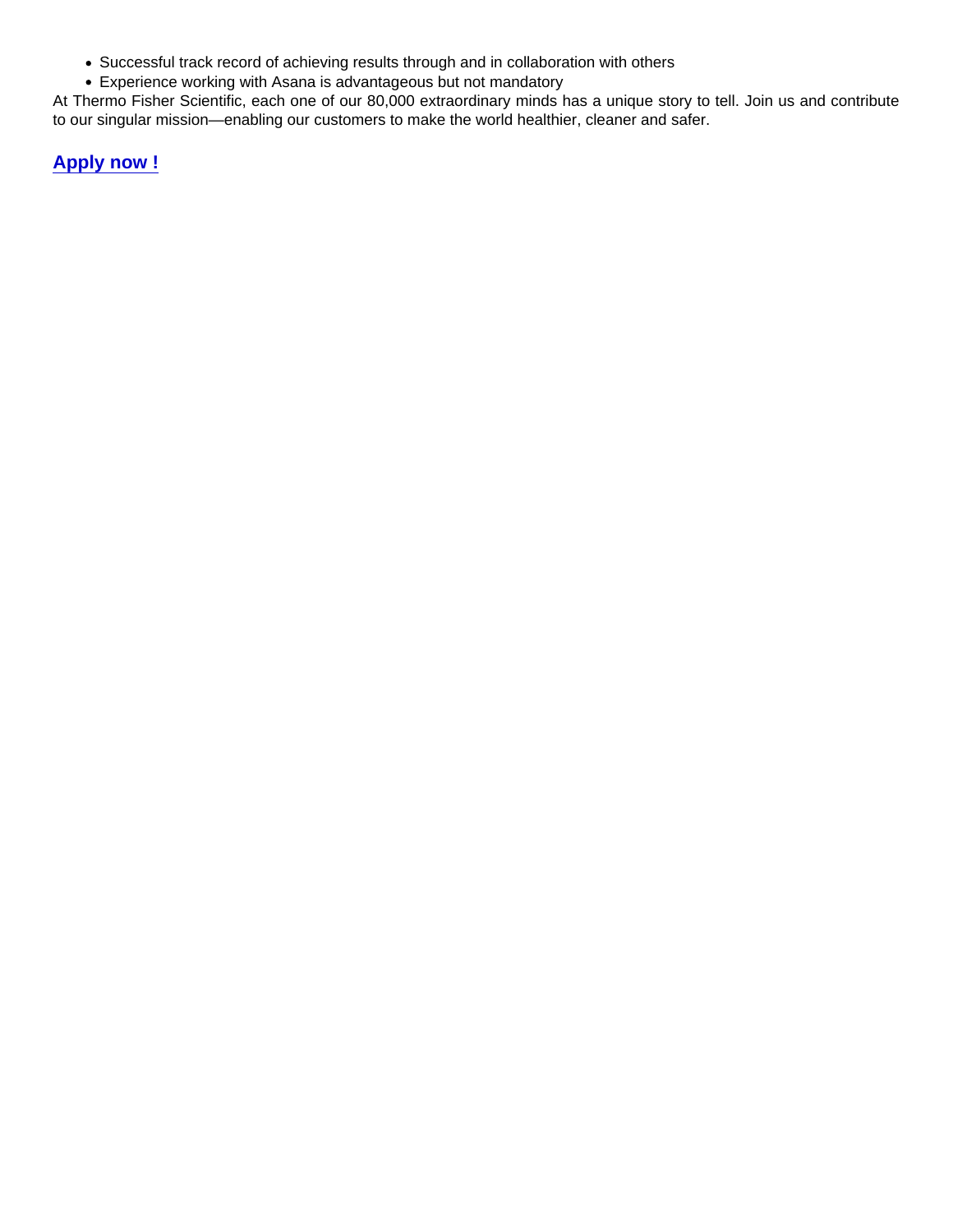- Successful track record of achieving results through and in collaboration with others
- Experience working with Asana is advantageous but not mandatory

At Thermo Fisher Scientific, each one of our 80,000 extraordinary minds has a unique story to tell. Join us and contribute to our singular mission—enabling our customers to make the world healthier, cleaner and safer.

**Apply now !**